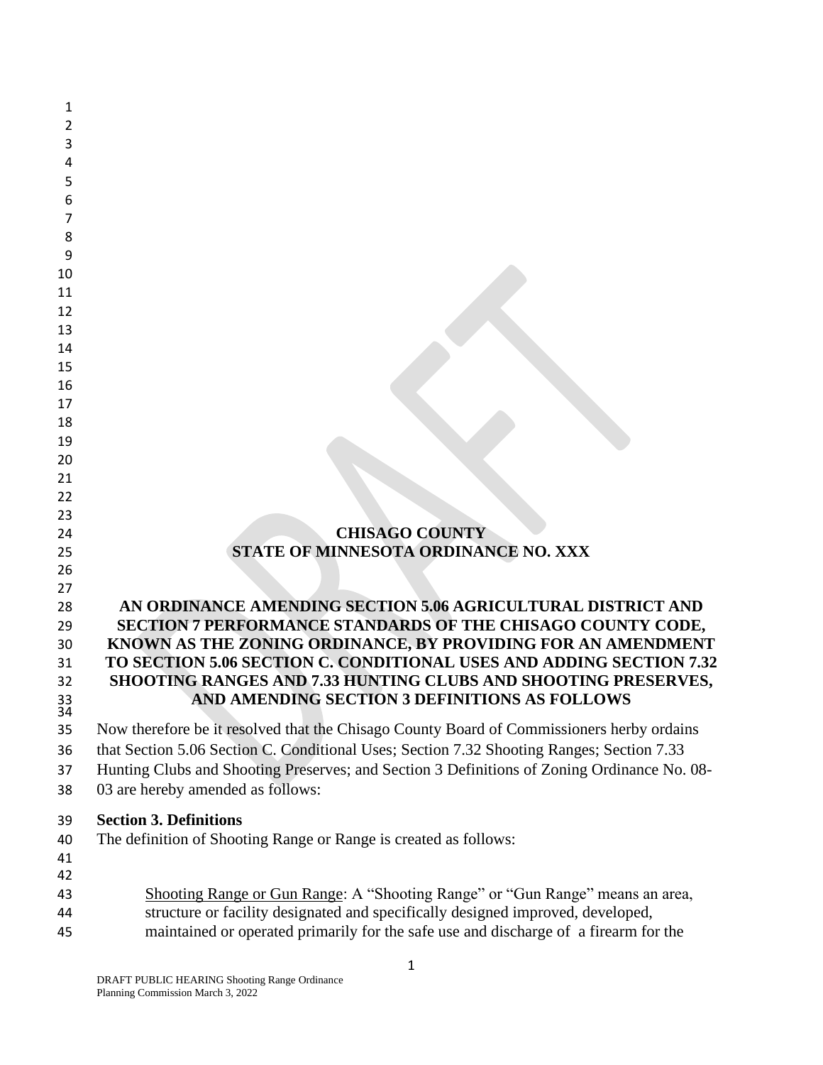# CHISAGO COUNTY
# STATE OF MINNESOTA ORDINANCE NO. XXX

## AN ORDINANCE AMENDING SECTION 5.06 AGRICULTURAL DISTRICT AND SECTION 7 PERFORMANCE STANDARDS OF THE CHISAGO COUNTY CODE, KNOWN AS THE ZONING ORDINANCE, BY PROVIDING FOR AN AMENDMENT TO SECTION 5.06 SECTION C. CONDITIONAL USES AND ADDING SECTION 7.32 SHOOTING RANGES AND 7.33 HUNTING CLUBS AND SHOOTING PRESERVES, AND AMENDING SECTION 3 DEFINITIONS AS FOLLOWS

Now therefore be it resolved that the Chisago County Board of Commissioners herby ordains that Section 5.06 Section C. Conditional Uses; Section 7.32 Shooting Ranges; Section 7.33 Hunting Clubs and Shooting Preserves; and Section 3 Definitions of Zoning Ordinance No. 08-03 are hereby amended as follows:

**Section 3. Definitions**

The definition of Shooting Range or Range is created as follows:

Shooting Range or Gun Range: A "Shooting Range" or "Gun Range" means an area, structure or facility designated and specifically designed improved, developed, maintained or operated primarily for the safe use and discharge of a firearm for the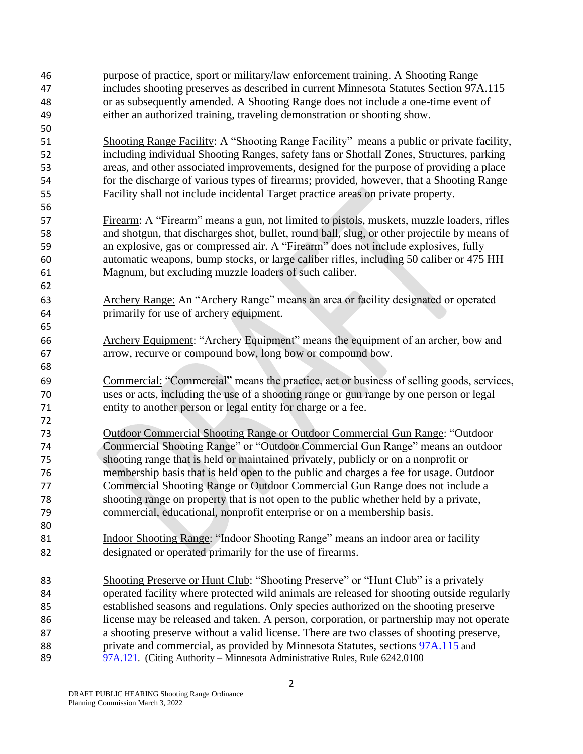purpose of practice, sport or military/law enforcement training. A Shooting Range includes shooting preserves as described in current Minnesota Statutes Section 97A.115 or as subsequently amended. A Shooting Range does not include a one-time event of either an authorized training, traveling demonstration or shooting show.

Shooting Range Facility: A "Shooting Range Facility" means a public or private facility, including individual Shooting Ranges, safety fans or Shotfall Zones, Structures, parking areas, and other associated improvements, designed for the purpose of providing a place for the discharge of various types of firearms; provided, however, that a Shooting Range Facility shall not include incidental Target practice areas on private property.

Firearm: A "Firearm" means a gun, not limited to pistols, muskets, muzzle loaders, rifles and shotgun, that discharges shot, bullet, round ball, slug, or other projectile by means of an explosive, gas or compressed air. A "Firearm" does not include explosives, fully automatic weapons, bump stocks, or large caliber rifles, including 50 caliber or 475 HH Magnum, but excluding muzzle loaders of such caliber.

Archery Range: An "Archery Range" means an area or facility designated or operated primarily for use of archery equipment.

Archery Equipment: "Archery Equipment" means the equipment of an archer, bow and arrow, recurve or compound bow, long bow or compound bow.

Commercial: "Commercial" means the practice, act or business of selling goods, services, uses or acts, including the use of a shooting range or gun range by one person or legal entity to another person or legal entity for charge or a fee.

Outdoor Commercial Shooting Range or Outdoor Commercial Gun Range: "Outdoor Commercial Shooting Range" or "Outdoor Commercial Gun Range" means an outdoor shooting range that is held or maintained privately, publicly or on a nonprofit or membership basis that is held open to the public and charges a fee for usage. Outdoor Commercial Shooting Range or Outdoor Commercial Gun Range does not include a shooting range on property that is not open to the public whether held by a private, commercial, educational, nonprofit enterprise or on a membership basis.

Indoor Shooting Range: "Indoor Shooting Range" means an indoor area or facility designated or operated primarily for the use of firearms.

Shooting Preserve or Hunt Club: "Shooting Preserve" or "Hunt Club" is a privately operated facility where protected wild animals are released for shooting outside regularly established seasons and regulations. Only species authorized on the shooting preserve license may be released and taken. A person, corporation, or partnership may not operate a shooting preserve without a valid license. There are two classes of shooting preserve, private and commercial, as provided by Minnesota Statutes, sections 97A.115 and 97A.121. (Citing Authority – Minnesota Administrative Rules, Rule 6242.0100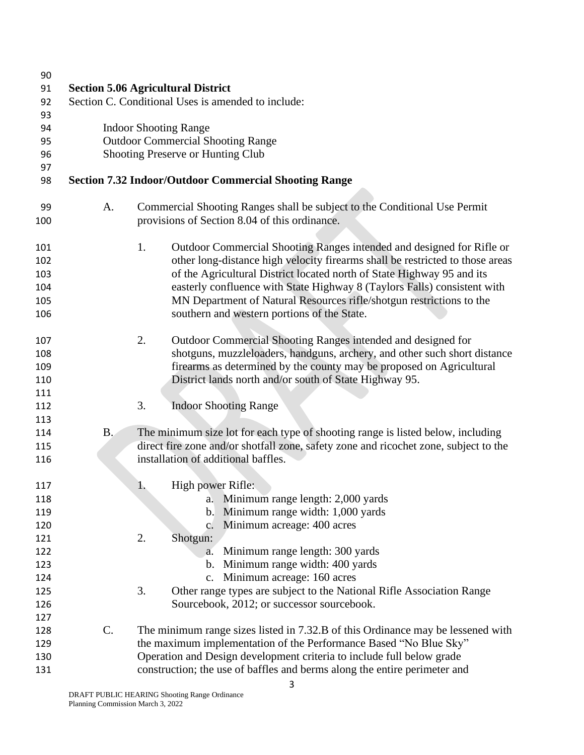**Section 5.06 Agricultural District**

Section C. Conditional Uses is amended to include:

Indoor Shooting Range
Outdoor Commercial Shooting Range
Shooting Preserve or Hunting Club

**Section 7.32 Indoor/Outdoor Commercial Shooting Range**

A. Commercial Shooting Ranges shall be subject to the Conditional Use Permit provisions of Section 8.04 of this ordinance.

1. Outdoor Commercial Shooting Ranges intended and designed for Rifle or other long-distance high velocity firearms shall be restricted to those areas of the Agricultural District located north of State Highway 95 and its easterly confluence with State Highway 8 (Taylors Falls) consistent with MN Department of Natural Resources rifle/shotgun restrictions to the southern and western portions of the State.

2. Outdoor Commercial Shooting Ranges intended and designed for shotguns, muzzleloaders, handguns, archery, and other such short distance firearms as determined by the county may be proposed on Agricultural District lands north and/or south of State Highway 95.

3. Indoor Shooting Range

B. The minimum size lot for each type of shooting range is listed below, including direct fire zone and/or shotfall zone, safety zone and ricochet zone, subject to the installation of additional baffles.

1. High power Rifle:
   a. Minimum range length: 2,000 yards
   b. Minimum range width: 1,000 yards
   c. Minimum acreage: 400 acres
2. Shotgun:
   a. Minimum range length: 300 yards
   b. Minimum range width: 400 yards
   c. Minimum acreage: 160 acres
3. Other range types are subject to the National Rifle Association Range Sourcebook, 2012; or successor sourcebook.

C. The minimum range sizes listed in 7.32.B of this Ordinance may be lessened with the maximum implementation of the Performance Based "No Blue Sky" Operation and Design development criteria to include full below grade construction; the use of baffles and berms along the entire perimeter and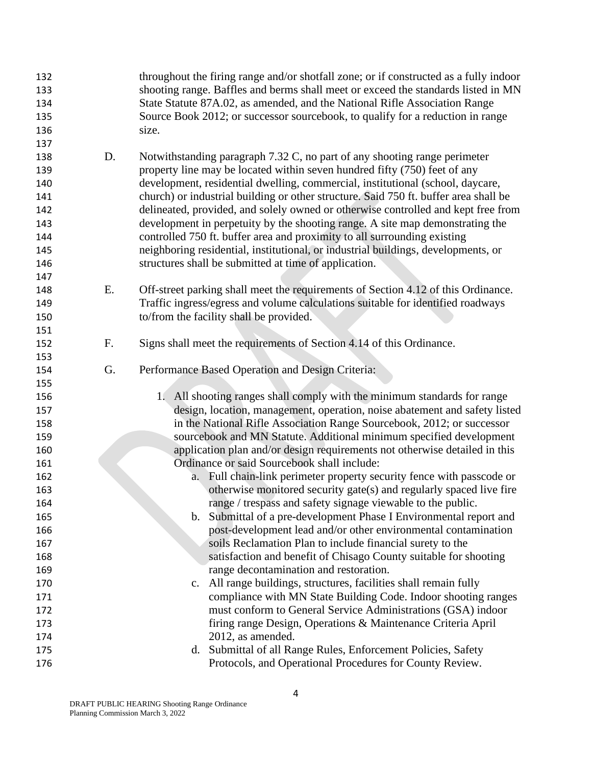throughout the firing range and/or shotfall zone; or if constructed as a fully indoor shooting range. Baffles and berms shall meet or exceed the standards listed in MN State Statute 87A.02, as amended, and the National Rifle Association Range Source Book 2012; or successor sourcebook, to qualify for a reduction in range size.

D. Notwithstanding paragraph 7.32 C, no part of any shooting range perimeter property line may be located within seven hundred fifty (750) feet of any development, residential dwelling, commercial, institutional (school, daycare, church) or industrial building or other structure. Said 750 ft. buffer area shall be delineated, provided, and solely owned or otherwise controlled and kept free from development in perpetuity by the shooting range. A site map demonstrating the controlled 750 ft. buffer area and proximity to all surrounding existing neighboring residential, institutional, or industrial buildings, developments, or structures shall be submitted at time of application.

E. Off-street parking shall meet the requirements of Section 4.12 of this Ordinance. Traffic ingress/egress and volume calculations suitable for identified roadways to/from the facility shall be provided.

F. Signs shall meet the requirements of Section 4.14 of this Ordinance.

G. Performance Based Operation and Design Criteria:

1. All shooting ranges shall comply with the minimum standards for range design, location, management, operation, noise abatement and safety listed in the National Rifle Association Range Sourcebook, 2012; or successor sourcebook and MN Statute. Additional minimum specified development application plan and/or design requirements not otherwise detailed in this Ordinance or said Sourcebook shall include:
   a. Full chain-link perimeter property security fence with passcode or otherwise monitored security gate(s) and regularly spaced live fire range / trespass and safety signage viewable to the public.
   b. Submittal of a pre-development Phase I Environmental report and post-development lead and/or other environmental contamination soils Reclamation Plan to include financial surety to the satisfaction and benefit of Chisago County suitable for shooting range decontamination and restoration.
   c. All range buildings, structures, facilities shall remain fully compliance with MN State Building Code. Indoor shooting ranges must conform to General Service Administrations (GSA) indoor firing range Design, Operations & Maintenance Criteria April 2012, as amended.
   d. Submittal of all Range Rules, Enforcement Policies, Safety Protocols, and Operational Procedures for County Review.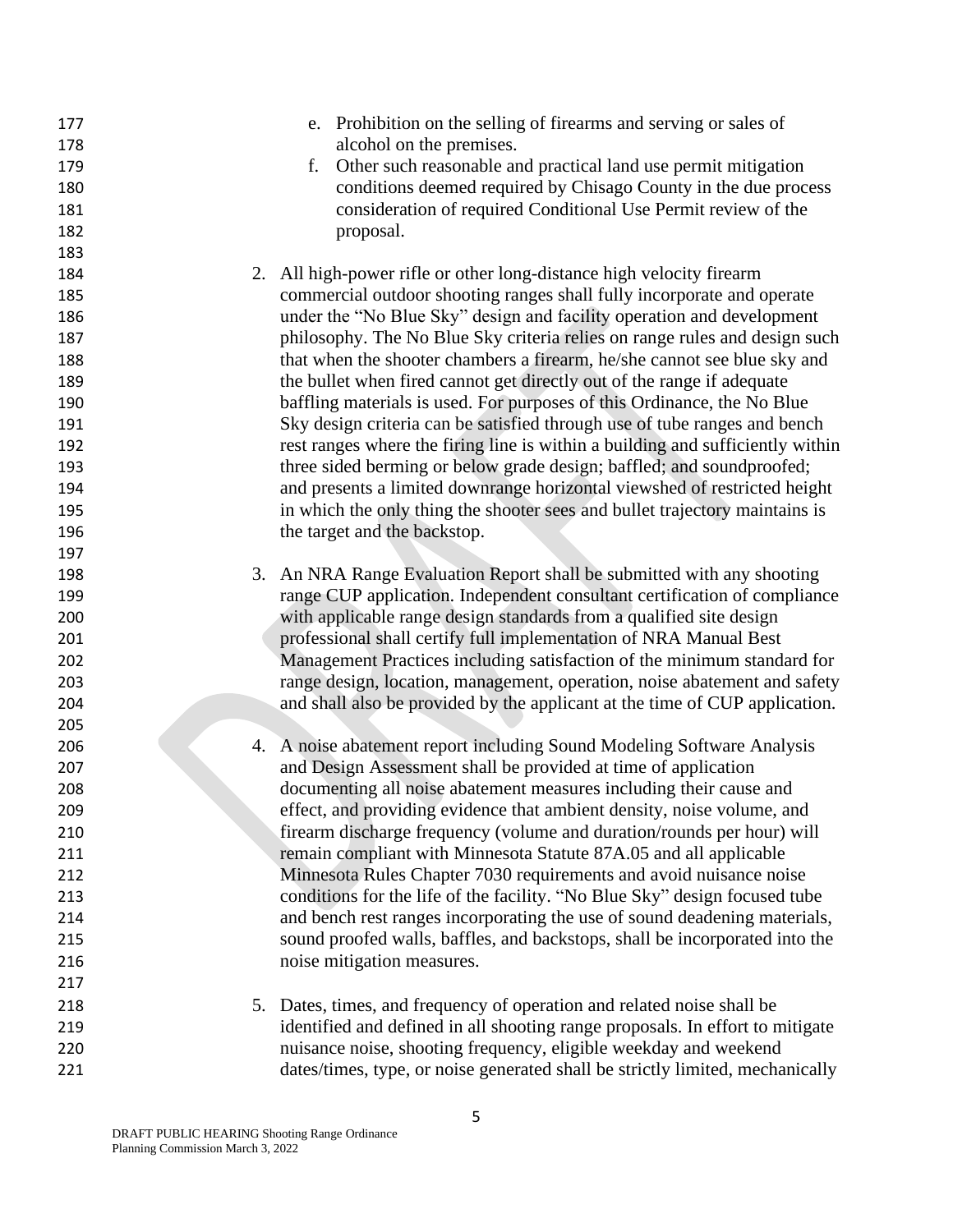e. Prohibition on the selling of firearms and serving or sales of alcohol on the premises.

f. Other such reasonable and practical land use permit mitigation conditions deemed required by Chisago County in the due process consideration of required Conditional Use Permit review of the proposal.

2. All high-power rifle or other long-distance high velocity firearm commercial outdoor shooting ranges shall fully incorporate and operate under the "No Blue Sky" design and facility operation and development philosophy. The No Blue Sky criteria relies on range rules and design such that when the shooter chambers a firearm, he/she cannot see blue sky and the bullet when fired cannot get directly out of the range if adequate baffling materials is used. For purposes of this Ordinance, the No Blue Sky design criteria can be satisfied through use of tube ranges and bench rest ranges where the firing line is within a building and sufficiently within three sided berming or below grade design; baffled; and soundproofed; and presents a limited downrange horizontal viewshed of restricted height in which the only thing the shooter sees and bullet trajectory maintains is the target and the backstop.

3. An NRA Range Evaluation Report shall be submitted with any shooting range CUP application. Independent consultant certification of compliance with applicable range design standards from a qualified site design professional shall certify full implementation of NRA Manual Best Management Practices including satisfaction of the minimum standard for range design, location, management, operation, noise abatement and safety and shall also be provided by the applicant at the time of CUP application.

4. A noise abatement report including Sound Modeling Software Analysis and Design Assessment shall be provided at time of application documenting all noise abatement measures including their cause and effect, and providing evidence that ambient density, noise volume, and firearm discharge frequency (volume and duration/rounds per hour) will remain compliant with Minnesota Statute 87A.05 and all applicable Minnesota Rules Chapter 7030 requirements and avoid nuisance noise conditions for the life of the facility. "No Blue Sky" design focused tube and bench rest ranges incorporating the use of sound deadening materials, sound proofed walls, baffles, and backstops, shall be incorporated into the noise mitigation measures.

5. Dates, times, and frequency of operation and related noise shall be identified and defined in all shooting range proposals. In effort to mitigate nuisance noise, shooting frequency, eligible weekday and weekend dates/times, type, or noise generated shall be strictly limited, mechanically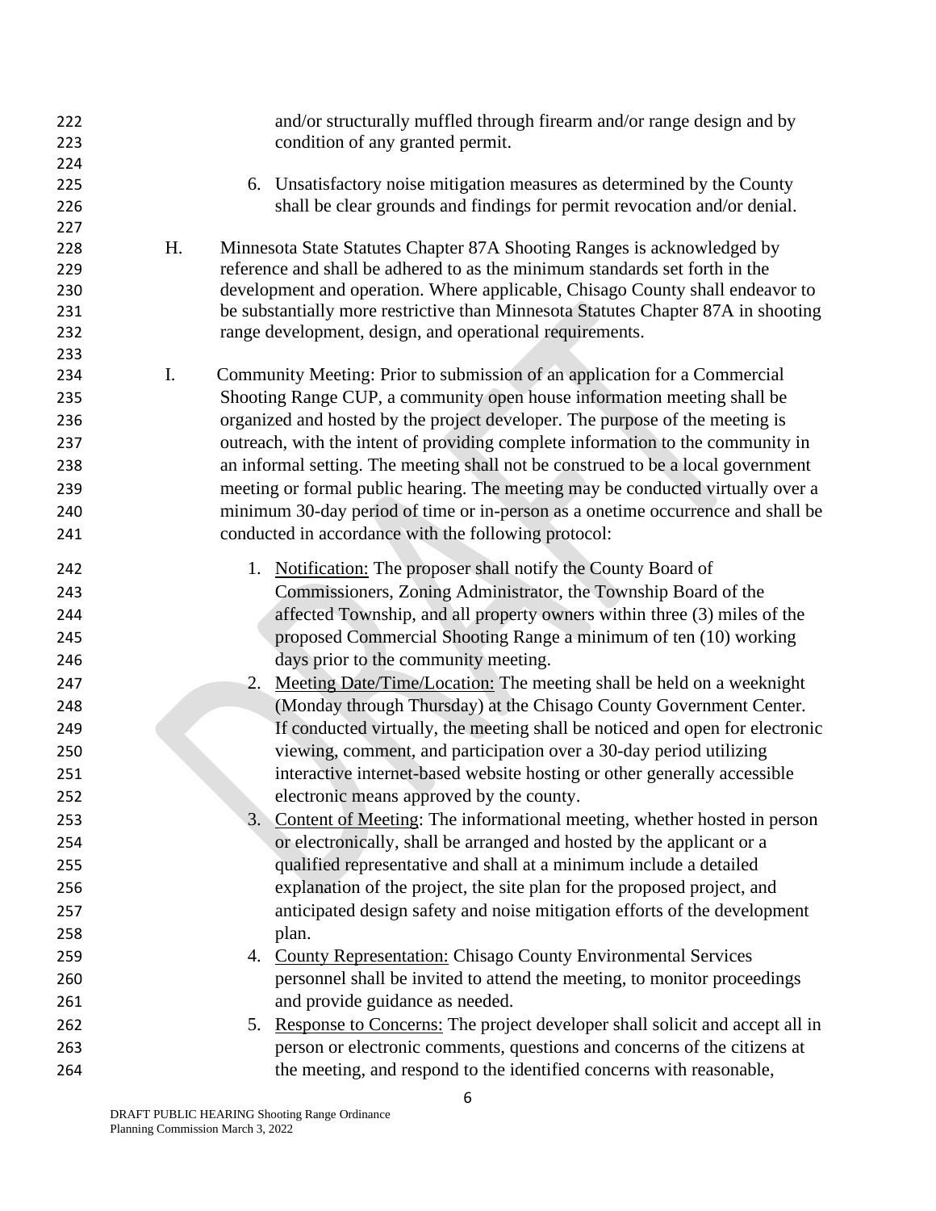and/or structurally muffled through firearm and/or range design and by condition of any granted permit.

6. Unsatisfactory noise mitigation measures as determined by the County shall be clear grounds and findings for permit revocation and/or denial.

H. Minnesota State Statutes Chapter 87A Shooting Ranges is acknowledged by reference and shall be adhered to as the minimum standards set forth in the development and operation. Where applicable, Chisago County shall endeavor to be substantially more restrictive than Minnesota Statutes Chapter 87A in shooting range development, design, and operational requirements.

I. Community Meeting: Prior to submission of an application for a Commercial Shooting Range CUP, a community open house information meeting shall be organized and hosted by the project developer. The purpose of the meeting is outreach, with the intent of providing complete information to the community in an informal setting. The meeting shall not be construed to be a local government meeting or formal public hearing. The meeting may be conducted virtually over a minimum 30-day period of time or in-person as a onetime occurrence and shall be conducted in accordance with the following protocol:

1. <u>Notification:</u> The proposer shall notify the County Board of Commissioners, Zoning Administrator, the Township Board of the affected Township, and all property owners within three (3) miles of the proposed Commercial Shooting Range a minimum of ten (10) working days prior to the community meeting.
2. <u>Meeting Date/Time/Location:</u> The meeting shall be held on a weeknight (Monday through Thursday) at the Chisago County Government Center. If conducted virtually, the meeting shall be noticed and open for electronic viewing, comment, and participation over a 30-day period utilizing interactive internet-based website hosting or other generally accessible electronic means approved by the county.
3. <u>Content of Meeting</u>: The informational meeting, whether hosted in person or electronically, shall be arranged and hosted by the applicant or a qualified representative and shall at a minimum include a detailed explanation of the project, the site plan for the proposed project, and anticipated design safety and noise mitigation efforts of the development plan.
4. <u>County Representation:</u> Chisago County Environmental Services personnel shall be invited to attend the meeting, to monitor proceedings and provide guidance as needed.
5. <u>Response to Concerns:</u> The project developer shall solicit and accept all in person or electronic comments, questions and concerns of the citizens at the meeting, and respond to the identified concerns with reasonable,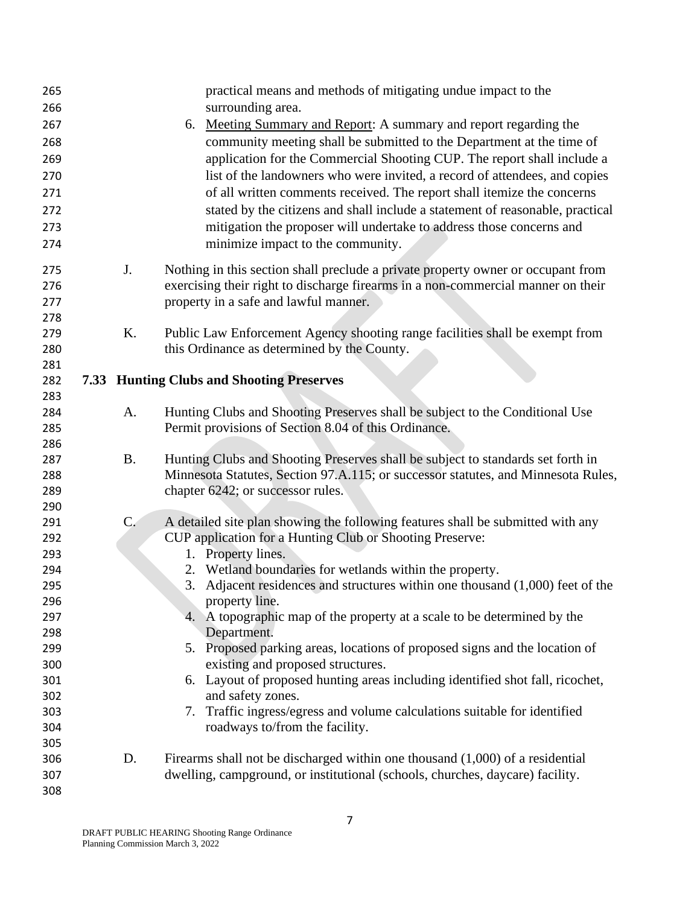practical means and methods of mitigating undue impact to the surrounding area.

6. Meeting Summary and Report: A summary and report regarding the community meeting shall be submitted to the Department at the time of application for the Commercial Shooting CUP. The report shall include a list of the landowners who were invited, a record of attendees, and copies of all written comments received. The report shall itemize the concerns stated by the citizens and shall include a statement of reasonable, practical mitigation the proposer will undertake to address those concerns and minimize impact to the community.

J. Nothing in this section shall preclude a private property owner or occupant from exercising their right to discharge firearms in a non-commercial manner on their property in a safe and lawful manner.

K. Public Law Enforcement Agency shooting range facilities shall be exempt from this Ordinance as determined by the County.

## 7.33 Hunting Clubs and Shooting Preserves

A. Hunting Clubs and Shooting Preserves shall be subject to the Conditional Use Permit provisions of Section 8.04 of this Ordinance.

B. Hunting Clubs and Shooting Preserves shall be subject to standards set forth in Minnesota Statutes, Section 97.A.115; or successor statutes, and Minnesota Rules, chapter 6242; or successor rules.

C. A detailed site plan showing the following features shall be submitted with any CUP application for a Hunting Club or Shooting Preserve:

1. Property lines.
2. Wetland boundaries for wetlands within the property.
3. Adjacent residences and structures within one thousand (1,000) feet of the property line.
4. A topographic map of the property at a scale to be determined by the Department.
5. Proposed parking areas, locations of proposed signs and the location of existing and proposed structures.
6. Layout of proposed hunting areas including identified shot fall, ricochet, and safety zones.
7. Traffic ingress/egress and volume calculations suitable for identified roadways to/from the facility.

D. Firearms shall not be discharged within one thousand (1,000) of a residential dwelling, campground, or institutional (schools, churches, daycare) facility.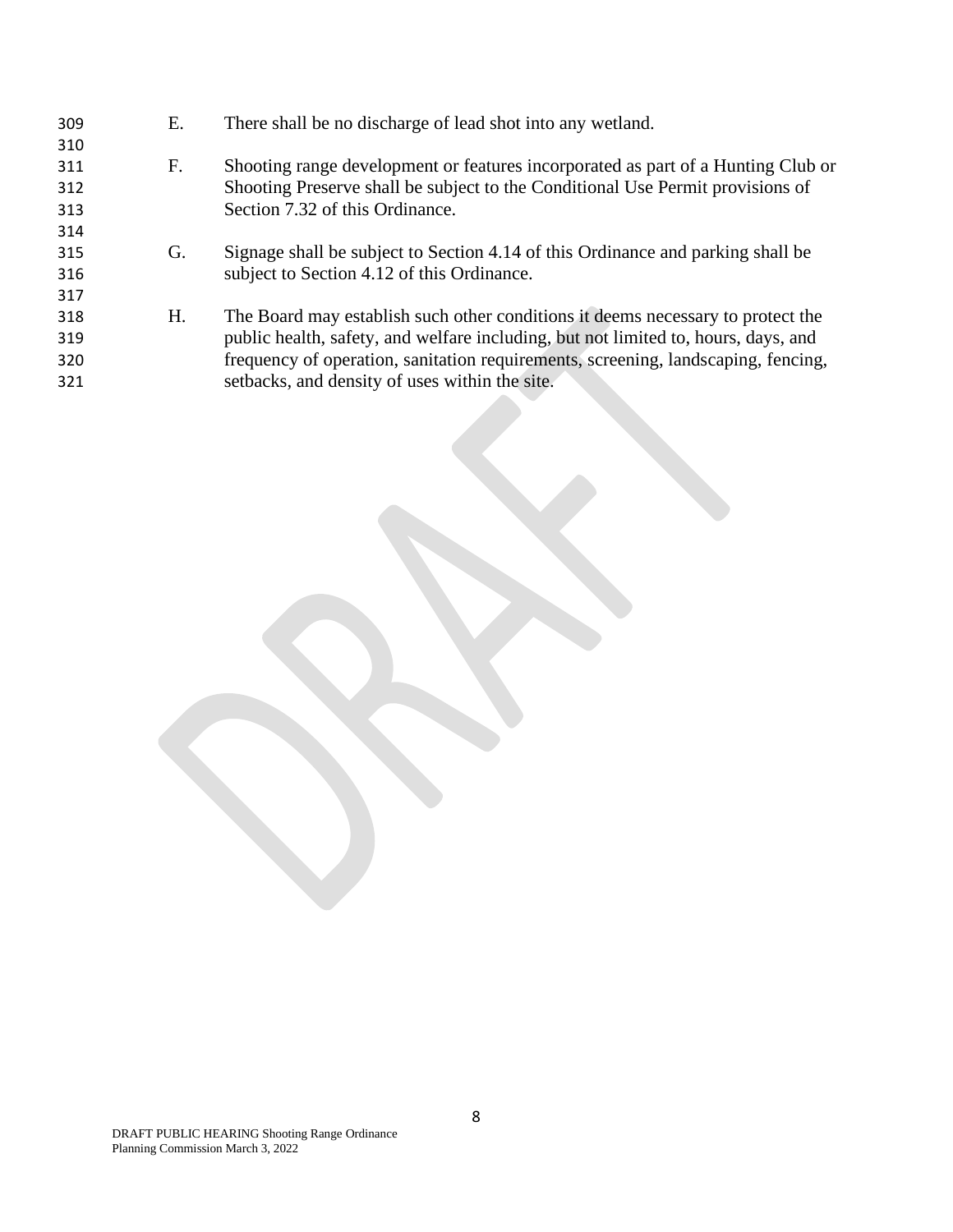E. There shall be no discharge of lead shot into any wetland.

F. Shooting range development or features incorporated as part of a Hunting Club or Shooting Preserve shall be subject to the Conditional Use Permit provisions of Section 7.32 of this Ordinance.

G. Signage shall be subject to Section 4.14 of this Ordinance and parking shall be subject to Section 4.12 of this Ordinance.

H. The Board may establish such other conditions it deems necessary to protect the public health, safety, and welfare including, but not limited to, hours, days, and frequency of operation, sanitation requirements, screening, landscaping, fencing, setbacks, and density of uses within the site.